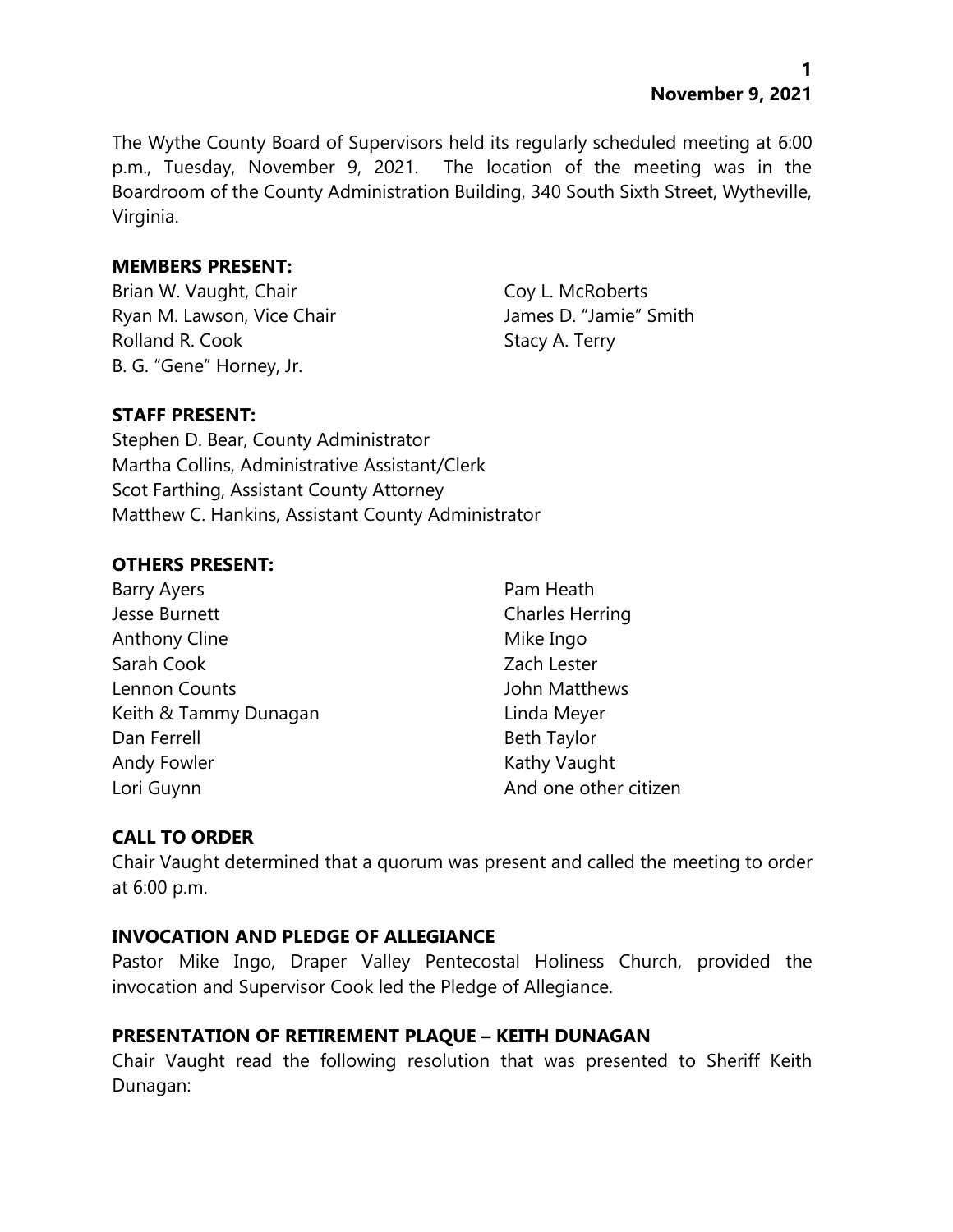**November 9, 2021**

The Wythe County Board of Supervisors held its regularly scheduled meeting at 6:00 p.m., Tuesday, November 9, 2021. The location of the meeting was in the Boardroom of the County Administration Building, 340 South Sixth Street, Wytheville, Virginia.

**MEMBERS PRESENT:**

Brian W. Vaught, Chair
Ryan M. Lawson, Vice Chair
Rolland R. Cook
B. G. "Gene" Horney, Jr.
Coy L. McRoberts
James D. "Jamie" Smith
Stacy A. Terry

**STAFF PRESENT:**

Stephen D. Bear, County Administrator
Martha Collins, Administrative Assistant/Clerk
Scot Farthing, Assistant County Attorney
Matthew C. Hankins, Assistant County Administrator

**OTHERS PRESENT:**

Barry Ayers
Jesse Burnett
Anthony Cline
Sarah Cook
Lennon Counts
Keith & Tammy Dunagan
Dan Ferrell
Andy Fowler
Lori Guynn
Pam Heath
Charles Herring
Mike Ingo
Zach Lester
John Matthews
Linda Meyer
Beth Taylor
Kathy Vaught
And one other citizen

**CALL TO ORDER**

Chair Vaught determined that a quorum was present and called the meeting to order at 6:00 p.m.

**INVOCATION AND PLEDGE OF ALLEGIANCE**

Pastor Mike Ingo, Draper Valley Pentecostal Holiness Church, provided the invocation and Supervisor Cook led the Pledge of Allegiance.

**PRESENTATION OF RETIREMENT PLAQUE – KEITH DUNAGAN**

Chair Vaught read the following resolution that was presented to Sheriff Keith Dunagan: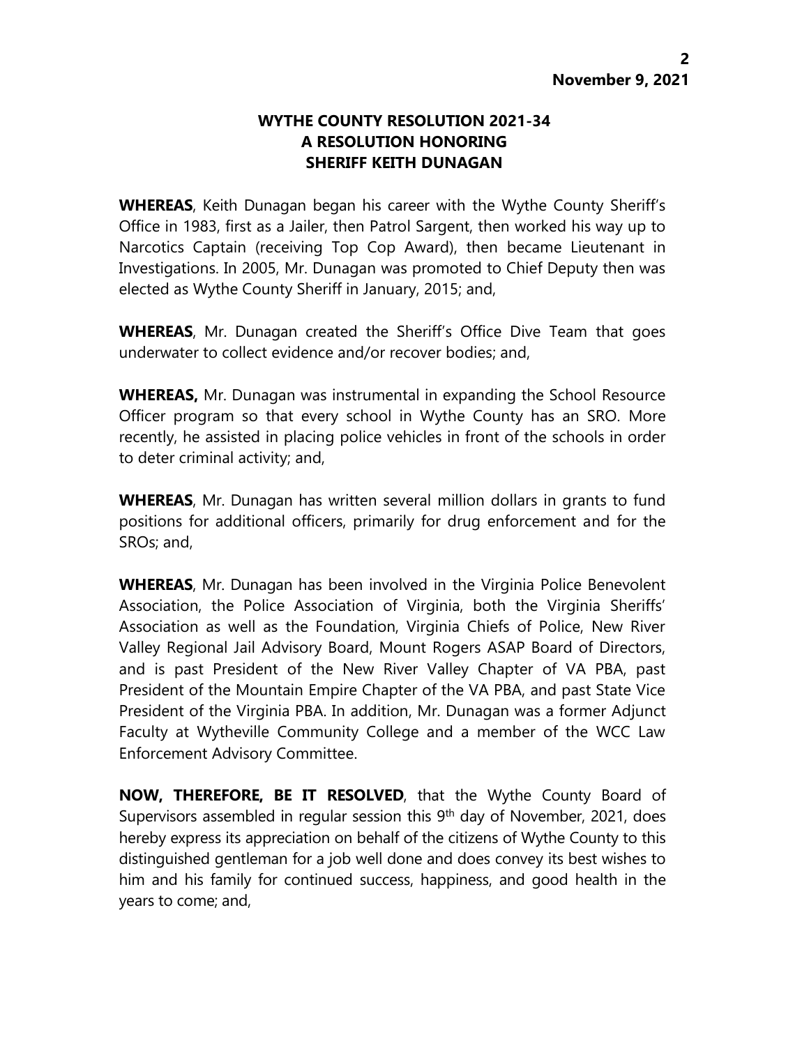## WYTHE COUNTY RESOLUTION 2021-34
## A RESOLUTION HONORING
## SHERIFF KEITH DUNAGAN

**WHEREAS**, Keith Dunagan began his career with the Wythe County Sheriff's Office in 1983, first as a Jailer, then Patrol Sargent, then worked his way up to Narcotics Captain (receiving Top Cop Award), then became Lieutenant in Investigations. In 2005, Mr. Dunagan was promoted to Chief Deputy then was elected as Wythe County Sheriff in January, 2015; and,

**WHEREAS**, Mr. Dunagan created the Sheriff's Office Dive Team that goes underwater to collect evidence and/or recover bodies; and,

**WHEREAS,** Mr. Dunagan was instrumental in expanding the School Resource Officer program so that every school in Wythe County has an SRO. More recently, he assisted in placing police vehicles in front of the schools in order to deter criminal activity; and,

**WHEREAS**, Mr. Dunagan has written several million dollars in grants to fund positions for additional officers, primarily for drug enforcement and for the SROs; and,

**WHEREAS**, Mr. Dunagan has been involved in the Virginia Police Benevolent Association, the Police Association of Virginia, both the Virginia Sheriffs' Association as well as the Foundation, Virginia Chiefs of Police, New River Valley Regional Jail Advisory Board, Mount Rogers ASAP Board of Directors, and is past President of the New River Valley Chapter of VA PBA, past President of the Mountain Empire Chapter of the VA PBA, and past State Vice President of the Virginia PBA. In addition, Mr. Dunagan was a former Adjunct Faculty at Wytheville Community College and a member of the WCC Law Enforcement Advisory Committee.

**NOW, THEREFORE, BE IT RESOLVED**, that the Wythe County Board of Supervisors assembled in regular session this 9th day of November, 2021, does hereby express its appreciation on behalf of the citizens of Wythe County to this distinguished gentleman for a job well done and does convey its best wishes to him and his family for continued success, happiness, and good health in the years to come; and,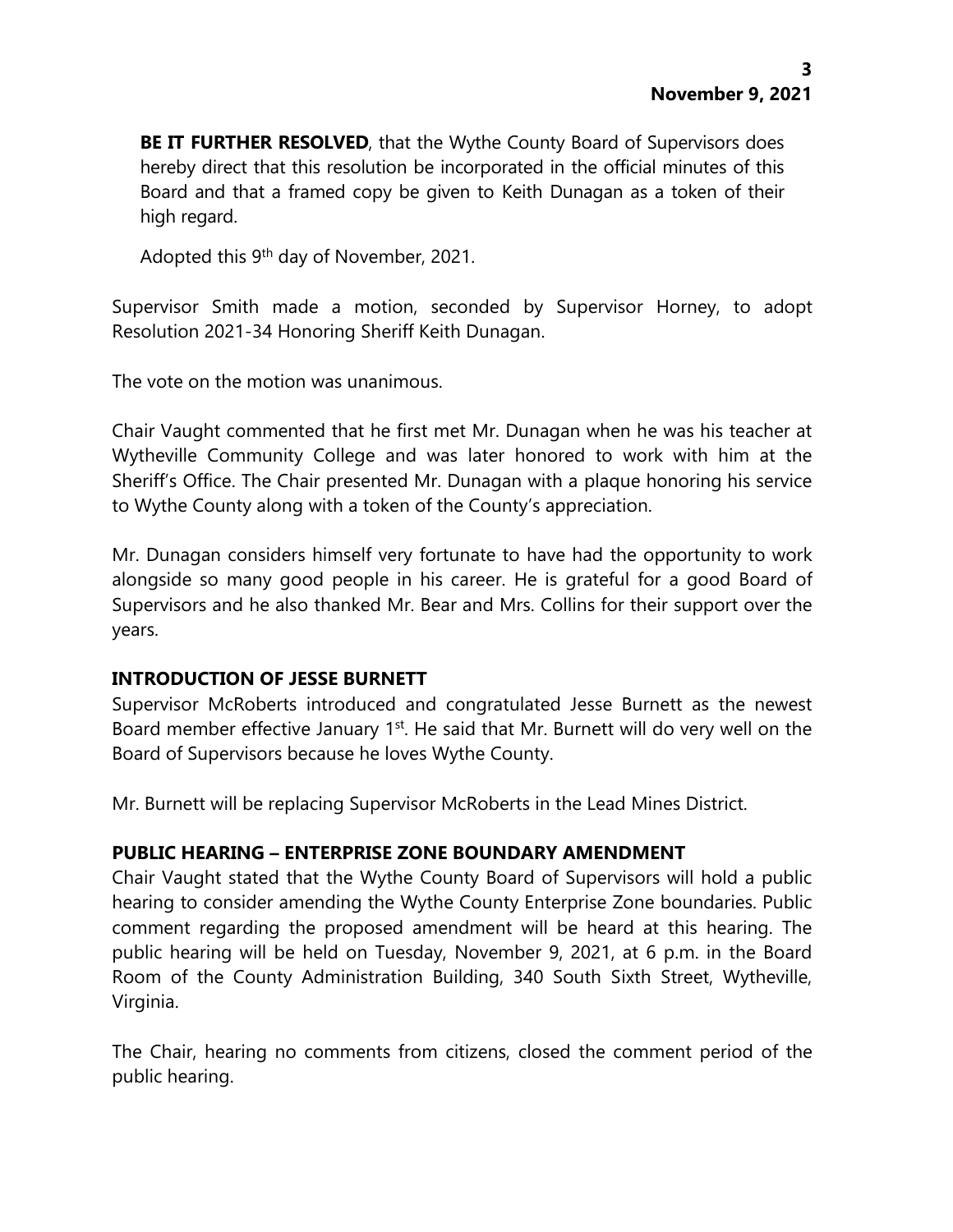**BE IT FURTHER RESOLVED**, that the Wythe County Board of Supervisors does hereby direct that this resolution be incorporated in the official minutes of this Board and that a framed copy be given to Keith Dunagan as a token of their high regard.

Adopted this 9th day of November, 2021.

Supervisor Smith made a motion, seconded by Supervisor Horney, to adopt Resolution 2021-34 Honoring Sheriff Keith Dunagan.

The vote on the motion was unanimous.

Chair Vaught commented that he first met Mr. Dunagan when he was his teacher at Wytheville Community College and was later honored to work with him at the Sheriff's Office. The Chair presented Mr. Dunagan with a plaque honoring his service to Wythe County along with a token of the County's appreciation.

Mr. Dunagan considers himself very fortunate to have had the opportunity to work alongside so many good people in his career. He is grateful for a good Board of Supervisors and he also thanked Mr. Bear and Mrs. Collins for their support over the years.

## INTRODUCTION OF JESSE BURNETT

Supervisor McRoberts introduced and congratulated Jesse Burnett as the newest Board member effective January 1st. He said that Mr. Burnett will do very well on the Board of Supervisors because he loves Wythe County.

Mr. Burnett will be replacing Supervisor McRoberts in the Lead Mines District.

## PUBLIC HEARING – ENTERPRISE ZONE BOUNDARY AMENDMENT

Chair Vaught stated that the Wythe County Board of Supervisors will hold a public hearing to consider amending the Wythe County Enterprise Zone boundaries. Public comment regarding the proposed amendment will be heard at this hearing. The public hearing will be held on Tuesday, November 9, 2021, at 6 p.m. in the Board Room of the County Administration Building, 340 South Sixth Street, Wytheville, Virginia.

The Chair, hearing no comments from citizens, closed the comment period of the public hearing.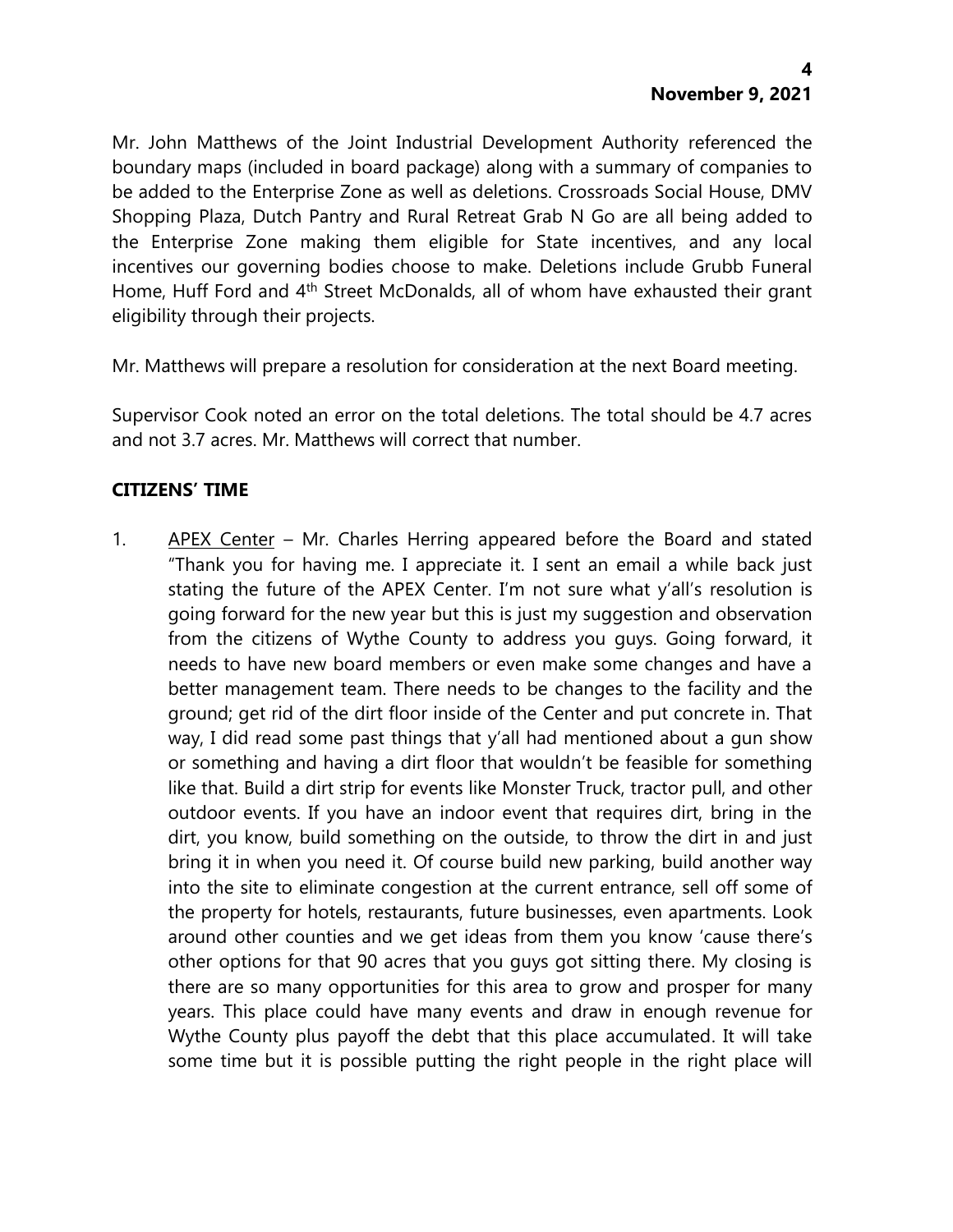Mr. John Matthews of the Joint Industrial Development Authority referenced the boundary maps (included in board package) along with a summary of companies to be added to the Enterprise Zone as well as deletions. Crossroads Social House, DMV Shopping Plaza, Dutch Pantry and Rural Retreat Grab N Go are all being added to the Enterprise Zone making them eligible for State incentives, and any local incentives our governing bodies choose to make. Deletions include Grubb Funeral Home, Huff Ford and 4th Street McDonalds, all of whom have exhausted their grant eligibility through their projects.

Mr. Matthews will prepare a resolution for consideration at the next Board meeting.

Supervisor Cook noted an error on the total deletions. The total should be 4.7 acres and not 3.7 acres. Mr. Matthews will correct that number.

## CITIZENS' TIME

1. APEX Center – Mr. Charles Herring appeared before the Board and stated "Thank you for having me. I appreciate it. I sent an email a while back just stating the future of the APEX Center. I'm not sure what y'all's resolution is going forward for the new year but this is just my suggestion and observation from the citizens of Wythe County to address you guys. Going forward, it needs to have new board members or even make some changes and have a better management team. There needs to be changes to the facility and the ground; get rid of the dirt floor inside of the Center and put concrete in. That way, I did read some past things that y'all had mentioned about a gun show or something and having a dirt floor that wouldn't be feasible for something like that. Build a dirt strip for events like Monster Truck, tractor pull, and other outdoor events. If you have an indoor event that requires dirt, bring in the dirt, you know, build something on the outside, to throw the dirt in and just bring it in when you need it. Of course build new parking, build another way into the site to eliminate congestion at the current entrance, sell off some of the property for hotels, restaurants, future businesses, even apartments. Look around other counties and we get ideas from them you know 'cause there's other options for that 90 acres that you guys got sitting there. My closing is there are so many opportunities for this area to grow and prosper for many years. This place could have many events and draw in enough revenue for Wythe County plus payoff the debt that this place accumulated. It will take some time but it is possible putting the right people in the right place will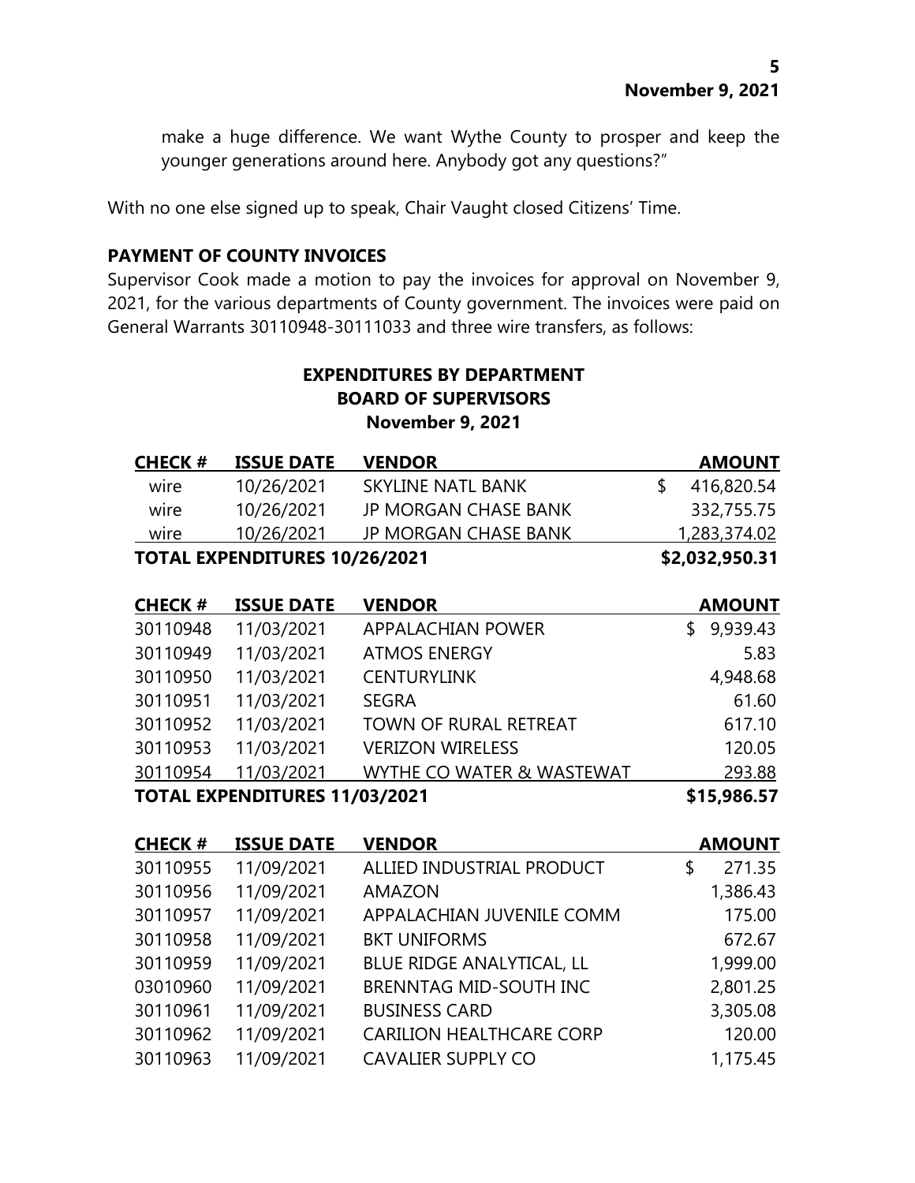make a huge difference. We want Wythe County to prosper and keep the younger generations around here. Anybody got any questions?"

With no one else signed up to speak, Chair Vaught closed Citizens' Time.

**PAYMENT OF COUNTY INVOICES**

Supervisor Cook made a motion to pay the invoices for approval on November 9, 2021, for the various departments of County government. The invoices were paid on General Warrants 30110948-30111033 and three wire transfers, as follows:

**EXPENDITURES BY DEPARTMENT**
**BOARD OF SUPERVISORS**
**November 9, 2021**

| CHECK # | ISSUE DATE | VENDOR | AMOUNT |
|---|---|---|---|
| wire | 10/26/2021 | SKYLINE NATL BANK | $ 416,820.54 |
| wire | 10/26/2021 | JP MORGAN CHASE BANK | 332,755.75 |
| wire | 10/26/2021 | JP MORGAN CHASE BANK | 1,283,374.02 |
| **TOTAL EXPENDITURES 10/26/2021** | | | **$2,032,950.31** |

| CHECK # | ISSUE DATE | VENDOR | AMOUNT |
|---|---|---|---|
| 30110948 | 11/03/2021 | APPALACHIAN POWER | $ 9,939.43 |
| 30110949 | 11/03/2021 | ATMOS ENERGY | 5.83 |
| 30110950 | 11/03/2021 | CENTURYLINK | 4,948.68 |
| 30110951 | 11/03/2021 | SEGRA | 61.60 |
| 30110952 | 11/03/2021 | TOWN OF RURAL RETREAT | 617.10 |
| 30110953 | 11/03/2021 | VERIZON WIRELESS | 120.05 |
| 30110954 | 11/03/2021 | WYTHE CO WATER & WASTEWAT | 293.88 |
| **TOTAL EXPENDITURES 11/03/2021** | | | **$15,986.57** |

| CHECK # | ISSUE DATE | VENDOR | AMOUNT |
|---|---|---|---|
| 30110955 | 11/09/2021 | ALLIED INDUSTRIAL PRODUCT | $ 271.35 |
| 30110956 | 11/09/2021 | AMAZON | 1,386.43 |
| 30110957 | 11/09/2021 | APPALACHIAN JUVENILE COMM | 175.00 |
| 30110958 | 11/09/2021 | BKT UNIFORMS | 672.67 |
| 30110959 | 11/09/2021 | BLUE RIDGE ANALYTICAL, LL | 1,999.00 |
| 03010960 | 11/09/2021 | BRENNTAG MID-SOUTH INC | 2,801.25 |
| 30110961 | 11/09/2021 | BUSINESS CARD | 3,305.08 |
| 30110962 | 11/09/2021 | CARILION HEALTHCARE CORP | 120.00 |
| 30110963 | 11/09/2021 | CAVALIER SUPPLY CO | 1,175.45 |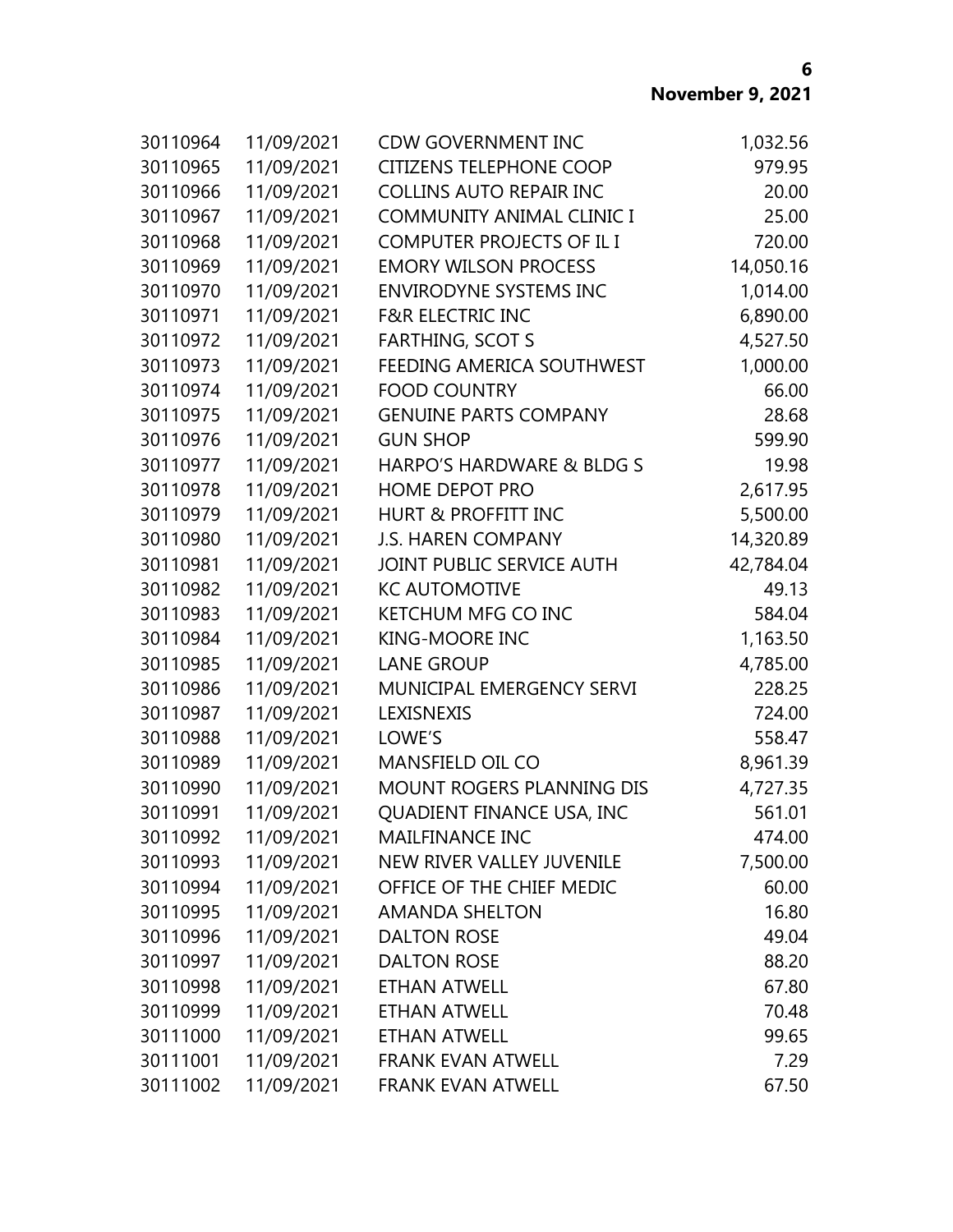| | | | |
|---|---|---|---|
| 30110964 | 11/09/2021 | CDW GOVERNMENT INC | 1,032.56 |
| 30110965 | 11/09/2021 | CITIZENS TELEPHONE COOP | 979.95 |
| 30110966 | 11/09/2021 | COLLINS AUTO REPAIR INC | 20.00 |
| 30110967 | 11/09/2021 | COMMUNITY ANIMAL CLINIC I | 25.00 |
| 30110968 | 11/09/2021 | COMPUTER PROJECTS OF IL I | 720.00 |
| 30110969 | 11/09/2021 | EMORY WILSON PROCESS | 14,050.16 |
| 30110970 | 11/09/2021 | ENVIRODYNE SYSTEMS INC | 1,014.00 |
| 30110971 | 11/09/2021 | F&R ELECTRIC INC | 6,890.00 |
| 30110972 | 11/09/2021 | FARTHING, SCOT S | 4,527.50 |
| 30110973 | 11/09/2021 | FEEDING AMERICA SOUTHWEST | 1,000.00 |
| 30110974 | 11/09/2021 | FOOD COUNTRY | 66.00 |
| 30110975 | 11/09/2021 | GENUINE PARTS COMPANY | 28.68 |
| 30110976 | 11/09/2021 | GUN SHOP | 599.90 |
| 30110977 | 11/09/2021 | HARPO'S HARDWARE & BLDG S | 19.98 |
| 30110978 | 11/09/2021 | HOME DEPOT PRO | 2,617.95 |
| 30110979 | 11/09/2021 | HURT & PROFFITT INC | 5,500.00 |
| 30110980 | 11/09/2021 | J.S. HAREN COMPANY | 14,320.89 |
| 30110981 | 11/09/2021 | JOINT PUBLIC SERVICE AUTH | 42,784.04 |
| 30110982 | 11/09/2021 | KC AUTOMOTIVE | 49.13 |
| 30110983 | 11/09/2021 | KETCHUM MFG CO INC | 584.04 |
| 30110984 | 11/09/2021 | KING-MOORE INC | 1,163.50 |
| 30110985 | 11/09/2021 | LANE GROUP | 4,785.00 |
| 30110986 | 11/09/2021 | MUNICIPAL EMERGENCY SERVI | 228.25 |
| 30110987 | 11/09/2021 | LEXISNEXIS | 724.00 |
| 30110988 | 11/09/2021 | LOWE'S | 558.47 |
| 30110989 | 11/09/2021 | MANSFIELD OIL CO | 8,961.39 |
| 30110990 | 11/09/2021 | MOUNT ROGERS PLANNING DIS | 4,727.35 |
| 30110991 | 11/09/2021 | QUADIENT FINANCE USA, INC | 561.01 |
| 30110992 | 11/09/2021 | MAILFINANCE INC | 474.00 |
| 30110993 | 11/09/2021 | NEW RIVER VALLEY JUVENILE | 7,500.00 |
| 30110994 | 11/09/2021 | OFFICE OF THE CHIEF MEDIC | 60.00 |
| 30110995 | 11/09/2021 | AMANDA SHELTON | 16.80 |
| 30110996 | 11/09/2021 | DALTON ROSE | 49.04 |
| 30110997 | 11/09/2021 | DALTON ROSE | 88.20 |
| 30110998 | 11/09/2021 | ETHAN ATWELL | 67.80 |
| 30110999 | 11/09/2021 | ETHAN ATWELL | 70.48 |
| 30111000 | 11/09/2021 | ETHAN ATWELL | 99.65 |
| 30111001 | 11/09/2021 | FRANK EVAN ATWELL | 7.29 |
| 30111002 | 11/09/2021 | FRANK EVAN ATWELL | 67.50 |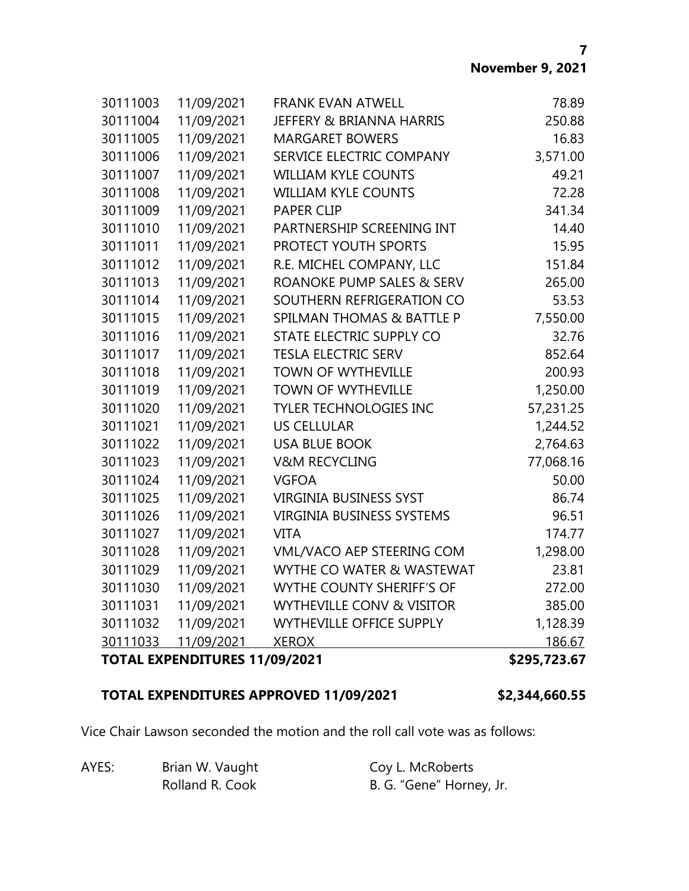| | | | |
|---|---|---|---|
| 30111003 | 11/09/2021 | FRANK EVAN ATWELL | 78.89 |
| 30111004 | 11/09/2021 | JEFFERY & BRIANNA HARRIS | 250.88 |
| 30111005 | 11/09/2021 | MARGARET BOWERS | 16.83 |
| 30111006 | 11/09/2021 | SERVICE ELECTRIC COMPANY | 3,571.00 |
| 30111007 | 11/09/2021 | WILLIAM KYLE COUNTS | 49.21 |
| 30111008 | 11/09/2021 | WILLIAM KYLE COUNTS | 72.28 |
| 30111009 | 11/09/2021 | PAPER CLIP | 341.34 |
| 30111010 | 11/09/2021 | PARTNERSHIP SCREENING INT | 14.40 |
| 30111011 | 11/09/2021 | PROTECT YOUTH SPORTS | 15.95 |
| 30111012 | 11/09/2021 | R.E. MICHEL COMPANY, LLC | 151.84 |
| 30111013 | 11/09/2021 | ROANOKE PUMP SALES & SERV | 265.00 |
| 30111014 | 11/09/2021 | SOUTHERN REFRIGERATION CO | 53.53 |
| 30111015 | 11/09/2021 | SPILMAN THOMAS & BATTLE P | 7,550.00 |
| 30111016 | 11/09/2021 | STATE ELECTRIC SUPPLY CO | 32.76 |
| 30111017 | 11/09/2021 | TESLA ELECTRIC SERV | 852.64 |
| 30111018 | 11/09/2021 | TOWN OF WYTHEVILLE | 200.93 |
| 30111019 | 11/09/2021 | TOWN OF WYTHEVILLE | 1,250.00 |
| 30111020 | 11/09/2021 | TYLER TECHNOLOGIES INC | 57,231.25 |
| 30111021 | 11/09/2021 | US CELLULAR | 1,244.52 |
| 30111022 | 11/09/2021 | USA BLUE BOOK | 2,764.63 |
| 30111023 | 11/09/2021 | V&M RECYCLING | 77,068.16 |
| 30111024 | 11/09/2021 | VGFOA | 50.00 |
| 30111025 | 11/09/2021 | VIRGINIA BUSINESS SYST | 86.74 |
| 30111026 | 11/09/2021 | VIRGINIA BUSINESS SYSTEMS | 96.51 |
| 30111027 | 11/09/2021 | VITA | 174.77 |
| 30111028 | 11/09/2021 | VML/VACO AEP STEERING COM | 1,298.00 |
| 30111029 | 11/09/2021 | WYTHE CO WATER & WASTEWAT | 23.81 |
| 30111030 | 11/09/2021 | WYTHE COUNTY SHERIFF'S OF | 272.00 |
| 30111031 | 11/09/2021 | WYTHEVILLE CONV & VISITOR | 385.00 |
| 30111032 | 11/09/2021 | WYTHEVILLE OFFICE SUPPLY | 1,128.39 |
| 30111033 | 11/09/2021 | XEROX | 186.67 |
| **TOTAL EXPENDITURES 11/09/2021** | | | **$295,723.67** |

**TOTAL EXPENDITURES APPROVED 11/09/2021 $2,344,660.55**

Vice Chair Lawson seconded the motion and the roll call vote was as follows:

AYES: Brian W. Vaught, Coy L. McRoberts, Rolland R. Cook, B. G. "Gene" Horney, Jr.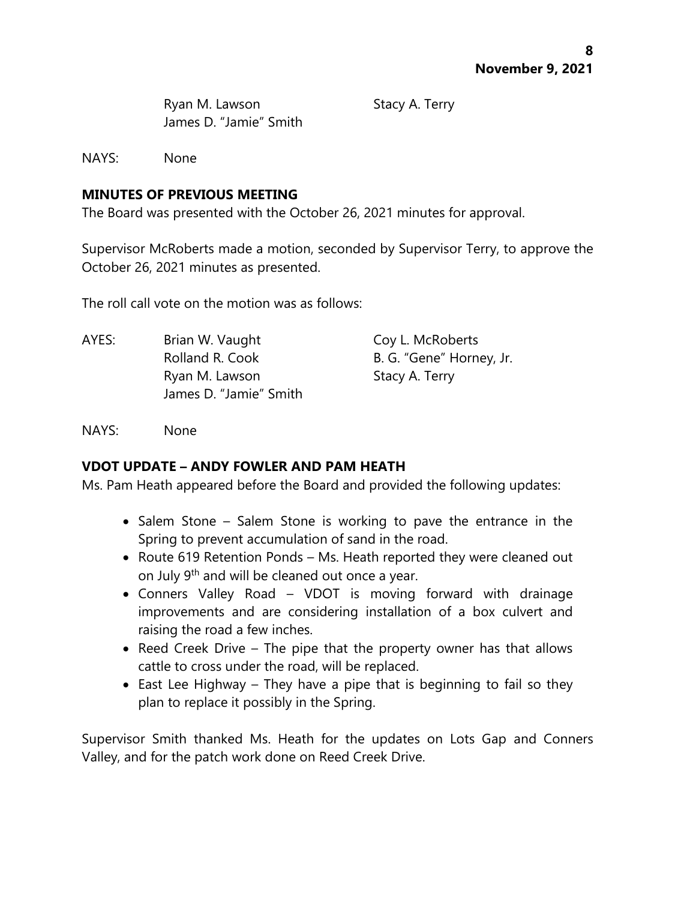Ryan M. Lawson
James D. "Jamie" Smith
Stacy A. Terry

NAYS: None

**MINUTES OF PREVIOUS MEETING**

The Board was presented with the October 26, 2021 minutes for approval.

Supervisor McRoberts made a motion, seconded by Supervisor Terry, to approve the October 26, 2021 minutes as presented.

The roll call vote on the motion was as follows:

AYES:
Brian W. Vaught
Coy L. McRoberts
Rolland R. Cook
B. G. "Gene" Horney, Jr.
Ryan M. Lawson
Stacy A. Terry
James D. "Jamie" Smith

NAYS: None

**VDOT UPDATE – ANDY FOWLER AND PAM HEATH**

Ms. Pam Heath appeared before the Board and provided the following updates:

- Salem Stone – Salem Stone is working to pave the entrance in the Spring to prevent accumulation of sand in the road.
- Route 619 Retention Ponds – Ms. Heath reported they were cleaned out on July 9th and will be cleaned out once a year.
- Conners Valley Road – VDOT is moving forward with drainage improvements and are considering installation of a box culvert and raising the road a few inches.
- Reed Creek Drive – The pipe that the property owner has that allows cattle to cross under the road, will be replaced.
- East Lee Highway – They have a pipe that is beginning to fail so they plan to replace it possibly in the Spring.

Supervisor Smith thanked Ms. Heath for the updates on Lots Gap and Conners Valley, and for the patch work done on Reed Creek Drive.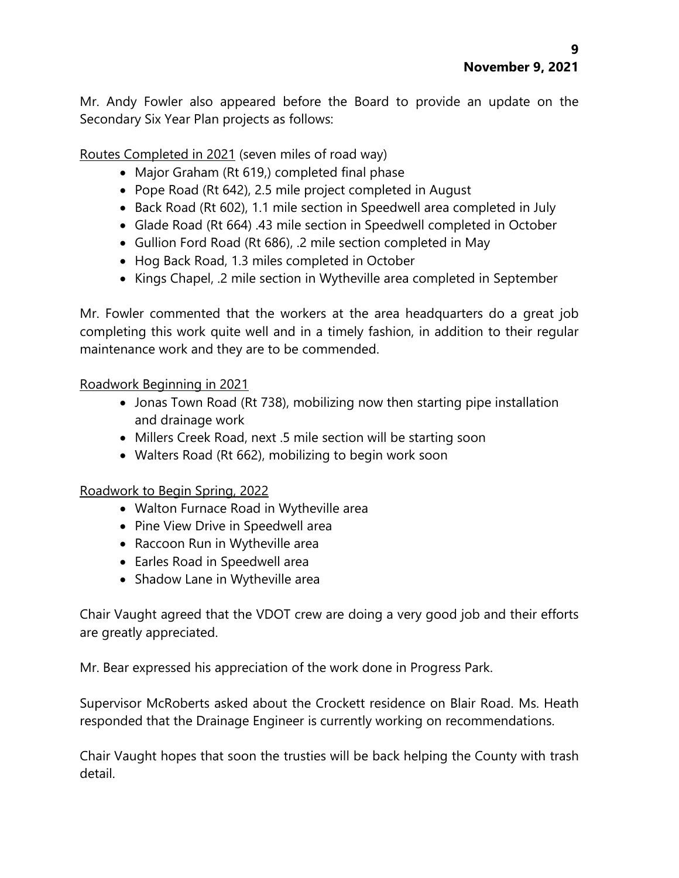Mr. Andy Fowler also appeared before the Board to provide an update on the Secondary Six Year Plan projects as follows:

Routes Completed in 2021 (seven miles of road way)

- Major Graham (Rt 619,) completed final phase
- Pope Road (Rt 642), 2.5 mile project completed in August
- Back Road (Rt 602), 1.1 mile section in Speedwell area completed in July
- Glade Road (Rt 664) .43 mile section in Speedwell completed in October
- Gullion Ford Road (Rt 686), .2 mile section completed in May
- Hog Back Road, 1.3 miles completed in October
- Kings Chapel, .2 mile section in Wytheville area completed in September

Mr. Fowler commented that the workers at the area headquarters do a great job completing this work quite well and in a timely fashion, in addition to their regular maintenance work and they are to be commended.

Roadwork Beginning in 2021

- Jonas Town Road (Rt 738), mobilizing now then starting pipe installation and drainage work
- Millers Creek Road, next .5 mile section will be starting soon
- Walters Road (Rt 662), mobilizing to begin work soon

Roadwork to Begin Spring, 2022

- Walton Furnace Road in Wytheville area
- Pine View Drive in Speedwell area
- Raccoon Run in Wytheville area
- Earles Road in Speedwell area
- Shadow Lane in Wytheville area

Chair Vaught agreed that the VDOT crew are doing a very good job and their efforts are greatly appreciated.

Mr. Bear expressed his appreciation of the work done in Progress Park.

Supervisor McRoberts asked about the Crockett residence on Blair Road. Ms. Heath responded that the Drainage Engineer is currently working on recommendations.

Chair Vaught hopes that soon the trusties will be back helping the County with trash detail.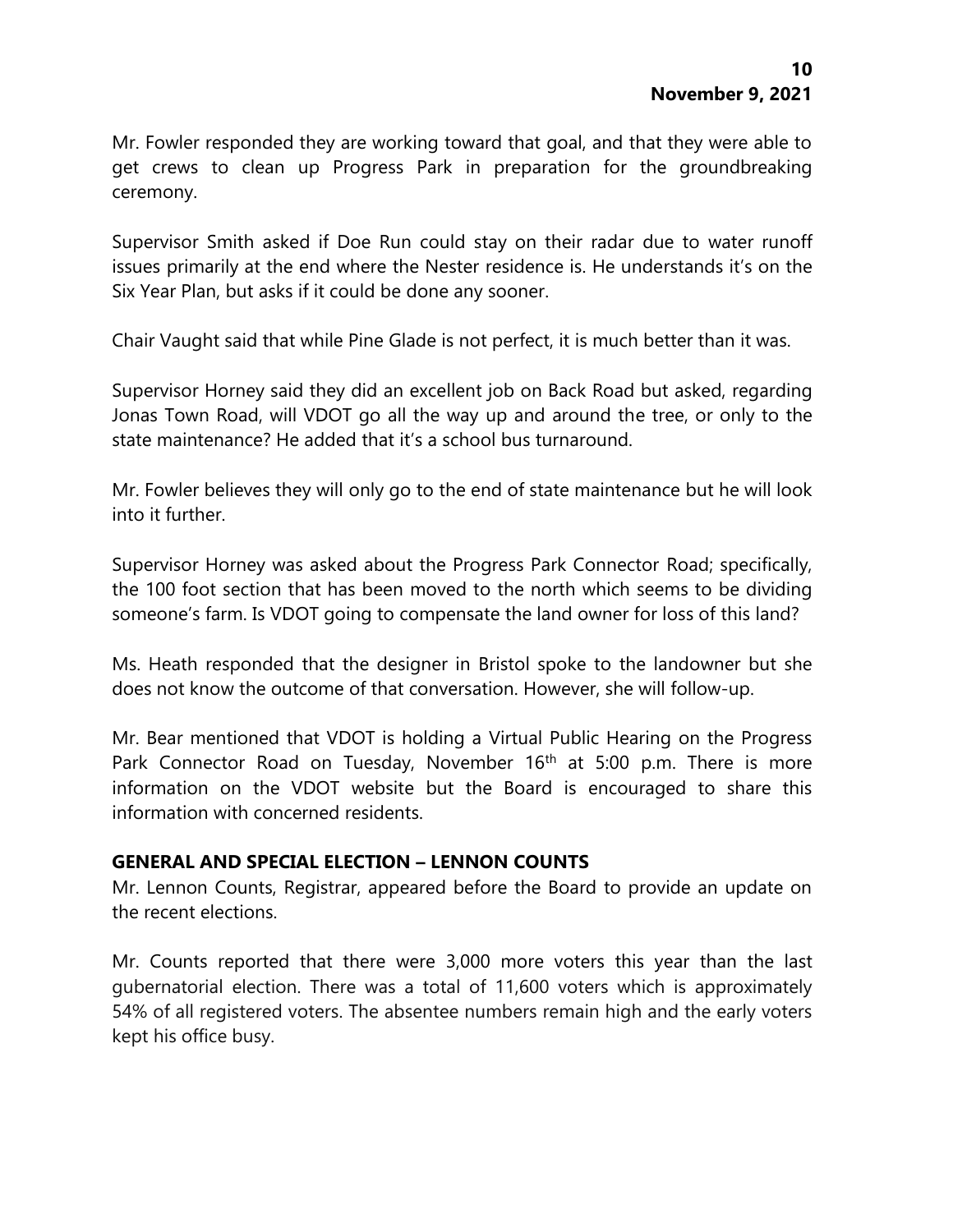Mr. Fowler responded they are working toward that goal, and that they were able to get crews to clean up Progress Park in preparation for the groundbreaking ceremony.

Supervisor Smith asked if Doe Run could stay on their radar due to water runoff issues primarily at the end where the Nester residence is. He understands it's on the Six Year Plan, but asks if it could be done any sooner.

Chair Vaught said that while Pine Glade is not perfect, it is much better than it was.

Supervisor Horney said they did an excellent job on Back Road but asked, regarding Jonas Town Road, will VDOT go all the way up and around the tree, or only to the state maintenance? He added that it's a school bus turnaround.

Mr. Fowler believes they will only go to the end of state maintenance but he will look into it further.

Supervisor Horney was asked about the Progress Park Connector Road; specifically, the 100 foot section that has been moved to the north which seems to be dividing someone's farm. Is VDOT going to compensate the land owner for loss of this land?

Ms. Heath responded that the designer in Bristol spoke to the landowner but she does not know the outcome of that conversation. However, she will follow-up.

Mr. Bear mentioned that VDOT is holding a Virtual Public Hearing on the Progress Park Connector Road on Tuesday, November 16th at 5:00 p.m. There is more information on the VDOT website but the Board is encouraged to share this information with concerned residents.

## GENERAL AND SPECIAL ELECTION – LENNON COUNTS

Mr. Lennon Counts, Registrar, appeared before the Board to provide an update on the recent elections.

Mr. Counts reported that there were 3,000 more voters this year than the last gubernatorial election. There was a total of 11,600 voters which is approximately 54% of all registered voters. The absentee numbers remain high and the early voters kept his office busy.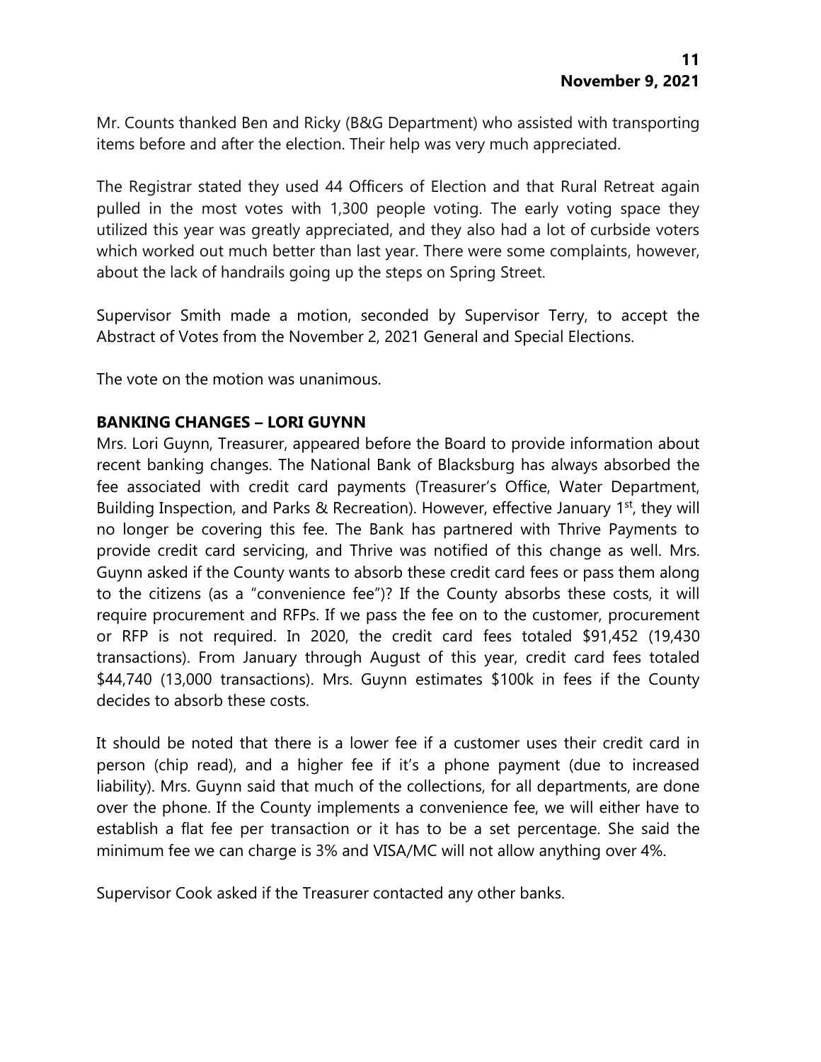Mr. Counts thanked Ben and Ricky (B&G Department) who assisted with transporting items before and after the election. Their help was very much appreciated.

The Registrar stated they used 44 Officers of Election and that Rural Retreat again pulled in the most votes with 1,300 people voting. The early voting space they utilized this year was greatly appreciated, and they also had a lot of curbside voters which worked out much better than last year. There were some complaints, however, about the lack of handrails going up the steps on Spring Street.

Supervisor Smith made a motion, seconded by Supervisor Terry, to accept the Abstract of Votes from the November 2, 2021 General and Special Elections.

The vote on the motion was unanimous.

**BANKING CHANGES – LORI GUYNN**

Mrs. Lori Guynn, Treasurer, appeared before the Board to provide information about recent banking changes. The National Bank of Blacksburg has always absorbed the fee associated with credit card payments (Treasurer's Office, Water Department, Building Inspection, and Parks & Recreation). However, effective January 1st, they will no longer be covering this fee. The Bank has partnered with Thrive Payments to provide credit card servicing, and Thrive was notified of this change as well. Mrs. Guynn asked if the County wants to absorb these credit card fees or pass them along to the citizens (as a "convenience fee")? If the County absorbs these costs, it will require procurement and RFPs. If we pass the fee on to the customer, procurement or RFP is not required. In 2020, the credit card fees totaled $91,452 (19,430 transactions). From January through August of this year, credit card fees totaled $44,740 (13,000 transactions). Mrs. Guynn estimates $100k in fees if the County decides to absorb these costs.

It should be noted that there is a lower fee if a customer uses their credit card in person (chip read), and a higher fee if it's a phone payment (due to increased liability). Mrs. Guynn said that much of the collections, for all departments, are done over the phone. If the County implements a convenience fee, we will either have to establish a flat fee per transaction or it has to be a set percentage. She said the minimum fee we can charge is 3% and VISA/MC will not allow anything over 4%.

Supervisor Cook asked if the Treasurer contacted any other banks.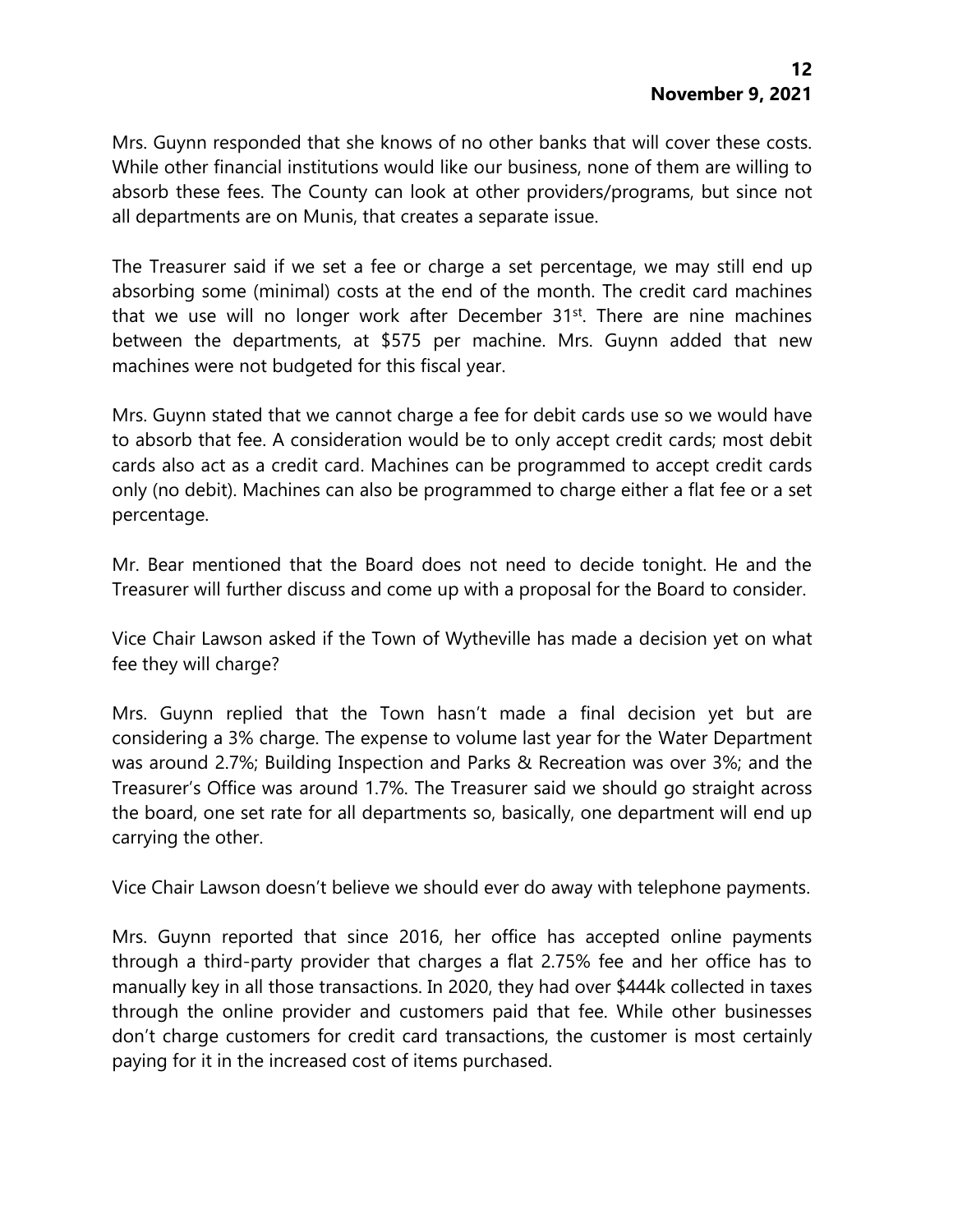Mrs. Guynn responded that she knows of no other banks that will cover these costs. While other financial institutions would like our business, none of them are willing to absorb these fees. The County can look at other providers/programs, but since not all departments are on Munis, that creates a separate issue.

The Treasurer said if we set a fee or charge a set percentage, we may still end up absorbing some (minimal) costs at the end of the month. The credit card machines that we use will no longer work after December 31st. There are nine machines between the departments, at $575 per machine. Mrs. Guynn added that new machines were not budgeted for this fiscal year.

Mrs. Guynn stated that we cannot charge a fee for debit cards use so we would have to absorb that fee. A consideration would be to only accept credit cards; most debit cards also act as a credit card. Machines can be programmed to accept credit cards only (no debit). Machines can also be programmed to charge either a flat fee or a set percentage.

Mr. Bear mentioned that the Board does not need to decide tonight. He and the Treasurer will further discuss and come up with a proposal for the Board to consider.

Vice Chair Lawson asked if the Town of Wytheville has made a decision yet on what fee they will charge?

Mrs. Guynn replied that the Town hasn't made a final decision yet but are considering a 3% charge. The expense to volume last year for the Water Department was around 2.7%; Building Inspection and Parks & Recreation was over 3%; and the Treasurer's Office was around 1.7%. The Treasurer said we should go straight across the board, one set rate for all departments so, basically, one department will end up carrying the other.

Vice Chair Lawson doesn't believe we should ever do away with telephone payments.

Mrs. Guynn reported that since 2016, her office has accepted online payments through a third-party provider that charges a flat 2.75% fee and her office has to manually key in all those transactions. In 2020, they had over $444k collected in taxes through the online provider and customers paid that fee. While other businesses don't charge customers for credit card transactions, the customer is most certainly paying for it in the increased cost of items purchased.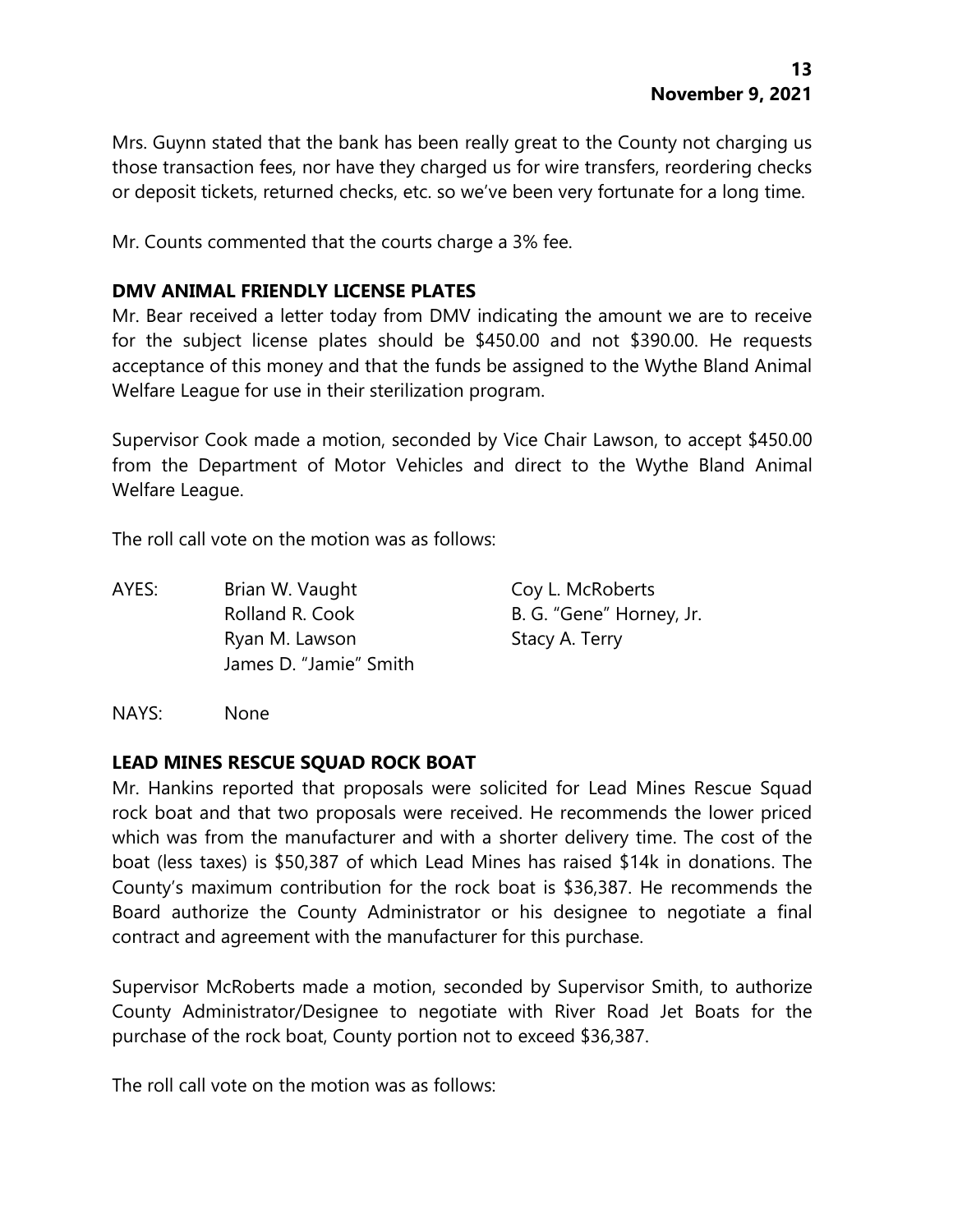Mrs. Guynn stated that the bank has been really great to the County not charging us those transaction fees, nor have they charged us for wire transfers, reordering checks or deposit tickets, returned checks, etc. so we've been very fortunate for a long time.

Mr. Counts commented that the courts charge a 3% fee.

**DMV ANIMAL FRIENDLY LICENSE PLATES**

Mr. Bear received a letter today from DMV indicating the amount we are to receive for the subject license plates should be $450.00 and not $390.00. He requests acceptance of this money and that the funds be assigned to the Wythe Bland Animal Welfare League for use in their sterilization program.

Supervisor Cook made a motion, seconded by Vice Chair Lawson, to accept $450.00 from the Department of Motor Vehicles and direct to the Wythe Bland Animal Welfare League.

The roll call vote on the motion was as follows:

| AYES: | Brian W. Vaught | Coy L. McRoberts |
|---|---|---|
| | Rolland R. Cook | B. G. "Gene" Horney, Jr. |
| | Ryan M. Lawson | Stacy A. Terry |
| | James D. "Jamie" Smith | |

NAYS: None

**LEAD MINES RESCUE SQUAD ROCK BOAT**

Mr. Hankins reported that proposals were solicited for Lead Mines Rescue Squad rock boat and that two proposals were received. He recommends the lower priced which was from the manufacturer and with a shorter delivery time. The cost of the boat (less taxes) is $50,387 of which Lead Mines has raised $14k in donations. The County's maximum contribution for the rock boat is $36,387. He recommends the Board authorize the County Administrator or his designee to negotiate a final contract and agreement with the manufacturer for this purchase.

Supervisor McRoberts made a motion, seconded by Supervisor Smith, to authorize County Administrator/Designee to negotiate with River Road Jet Boats for the purchase of the rock boat, County portion not to exceed $36,387.

The roll call vote on the motion was as follows: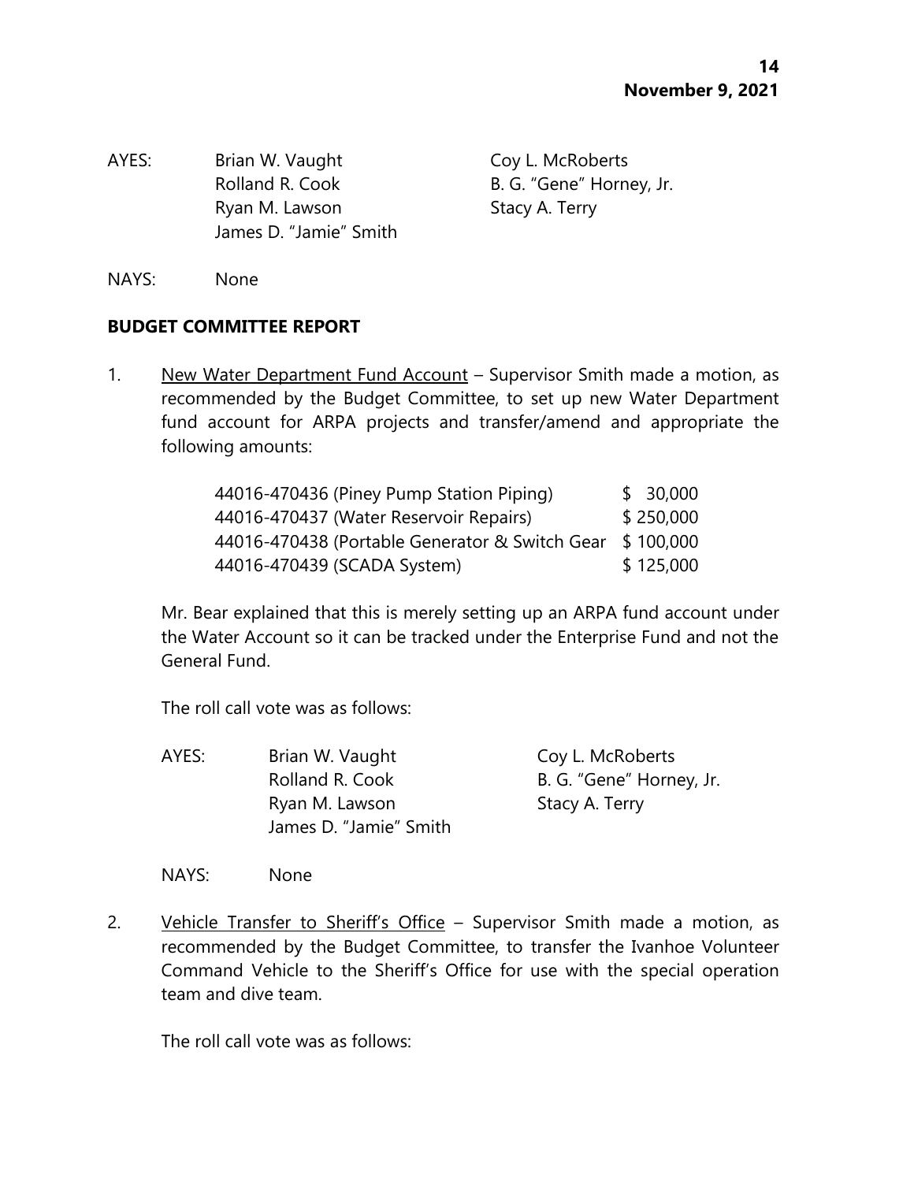AYES: Brian W. Vaught, Coy L. McRoberts, Rolland R. Cook, B. G. "Gene" Horney, Jr., Ryan M. Lawson, Stacy A. Terry, James D. "Jamie" Smith

NAYS: None

**BUDGET COMMITTEE REPORT**

1. New Water Department Fund Account – Supervisor Smith made a motion, as recommended by the Budget Committee, to set up new Water Department fund account for ARPA projects and transfer/amend and appropriate the following amounts:

| | |
|---|---|
| 44016-470436 (Piney Pump Station Piping) | $ 30,000 |
| 44016-470437 (Water Reservoir Repairs) | $ 250,000 |
| 44016-470438 (Portable Generator & Switch Gear | $ 100,000 |
| 44016-470439 (SCADA System) | $ 125,000 |

Mr. Bear explained that this is merely setting up an ARPA fund account under the Water Account so it can be tracked under the Enterprise Fund and not the General Fund.

The roll call vote was as follows:

AYES: Brian W. Vaught, Coy L. McRoberts, Rolland R. Cook, B. G. "Gene" Horney, Jr., Ryan M. Lawson, Stacy A. Terry, James D. "Jamie" Smith

NAYS: None

2. Vehicle Transfer to Sheriff's Office – Supervisor Smith made a motion, as recommended by the Budget Committee, to transfer the Ivanhoe Volunteer Command Vehicle to the Sheriff's Office for use with the special operation team and dive team.

The roll call vote was as follows: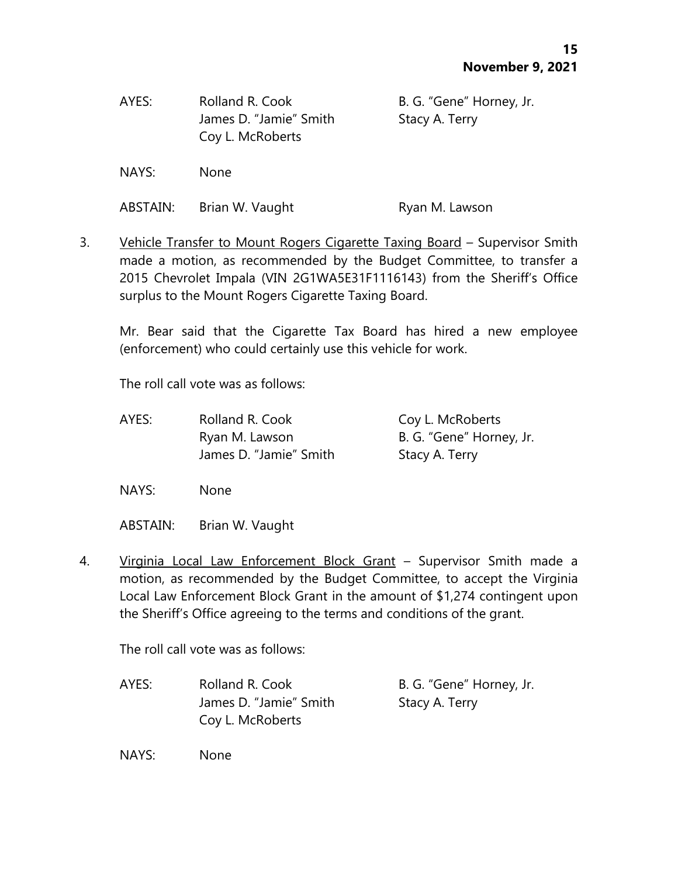| | | |
|---|---|---|
| AYES: | Rolland R. Cook | B. G. "Gene" Horney, Jr. |
| | James D. "Jamie" Smith | Stacy A. Terry |
| | Coy L. McRoberts | |
| NAYS: | None | |
| ABSTAIN: | Brian W. Vaught | Ryan M. Lawson |

3. Vehicle Transfer to Mount Rogers Cigarette Taxing Board – Supervisor Smith made a motion, as recommended by the Budget Committee, to transfer a 2015 Chevrolet Impala (VIN 2G1WA5E31F1116143) from the Sheriff's Office surplus to the Mount Rogers Cigarette Taxing Board.

   Mr. Bear said that the Cigarette Tax Board has hired a new employee (enforcement) who could certainly use this vehicle for work.

   The roll call vote was as follows:

| | | |
|---|---|---|
| AYES: | Rolland R. Cook | Coy L. McRoberts |
| | Ryan M. Lawson | B. G. "Gene" Horney, Jr. |
| | James D. "Jamie" Smith | Stacy A. Terry |
| NAYS: | None | |
| ABSTAIN: | Brian W. Vaught | |

4. Virginia Local Law Enforcement Block Grant – Supervisor Smith made a motion, as recommended by the Budget Committee, to accept the Virginia Local Law Enforcement Block Grant in the amount of $1,274 contingent upon the Sheriff's Office agreeing to the terms and conditions of the grant.

   The roll call vote was as follows:

| | | |
|---|---|---|
| AYES: | Rolland R. Cook | B. G. "Gene" Horney, Jr. |
| | James D. "Jamie" Smith | Stacy A. Terry |
| | Coy L. McRoberts | |
| NAYS: | None | |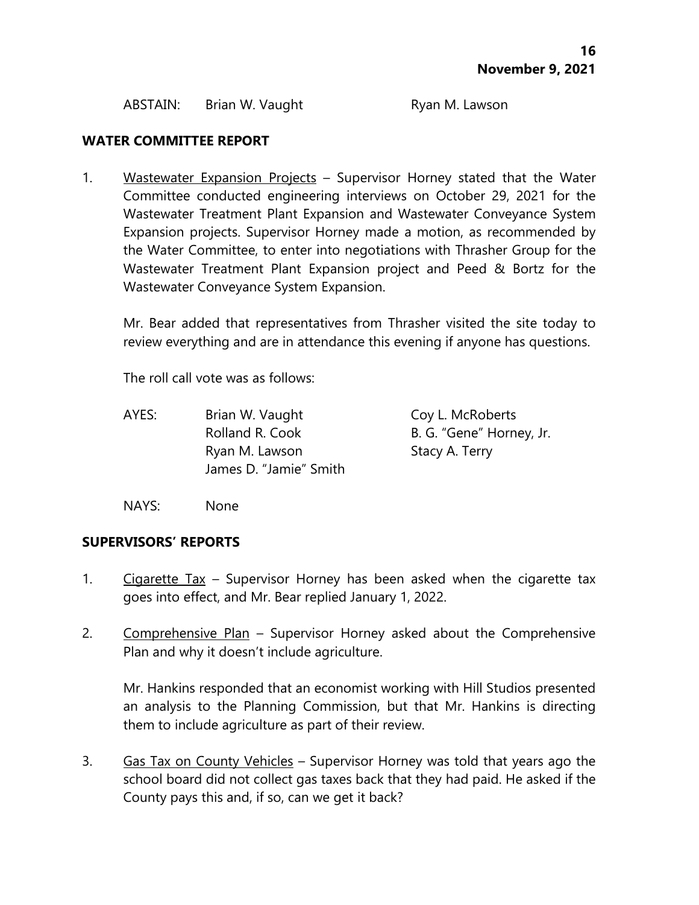ABSTAIN: Brian W. Vaught Ryan M. Lawson

## WATER COMMITTEE REPORT

1. Wastewater Expansion Projects – Supervisor Horney stated that the Water Committee conducted engineering interviews on October 29, 2021 for the Wastewater Treatment Plant Expansion and Wastewater Conveyance System Expansion projects. Supervisor Horney made a motion, as recommended by the Water Committee, to enter into negotiations with Thrasher Group for the Wastewater Treatment Plant Expansion project and Peed & Bortz for the Wastewater Conveyance System Expansion.

   Mr. Bear added that representatives from Thrasher visited the site today to review everything and are in attendance this evening if anyone has questions.

   The roll call vote was as follows:

   AYES: Brian W. Vaught, Coy L. McRoberts, Rolland R. Cook, B. G. "Gene" Horney, Jr., Ryan M. Lawson, Stacy A. Terry, James D. "Jamie" Smith

   NAYS: None

## SUPERVISORS' REPORTS

1. Cigarette Tax – Supervisor Horney has been asked when the cigarette tax goes into effect, and Mr. Bear replied January 1, 2022.

2. Comprehensive Plan – Supervisor Horney asked about the Comprehensive Plan and why it doesn't include agriculture.

   Mr. Hankins responded that an economist working with Hill Studios presented an analysis to the Planning Commission, but that Mr. Hankins is directing them to include agriculture as part of their review.

3. Gas Tax on County Vehicles – Supervisor Horney was told that years ago the school board did not collect gas taxes back that they had paid. He asked if the County pays this and, if so, can we get it back?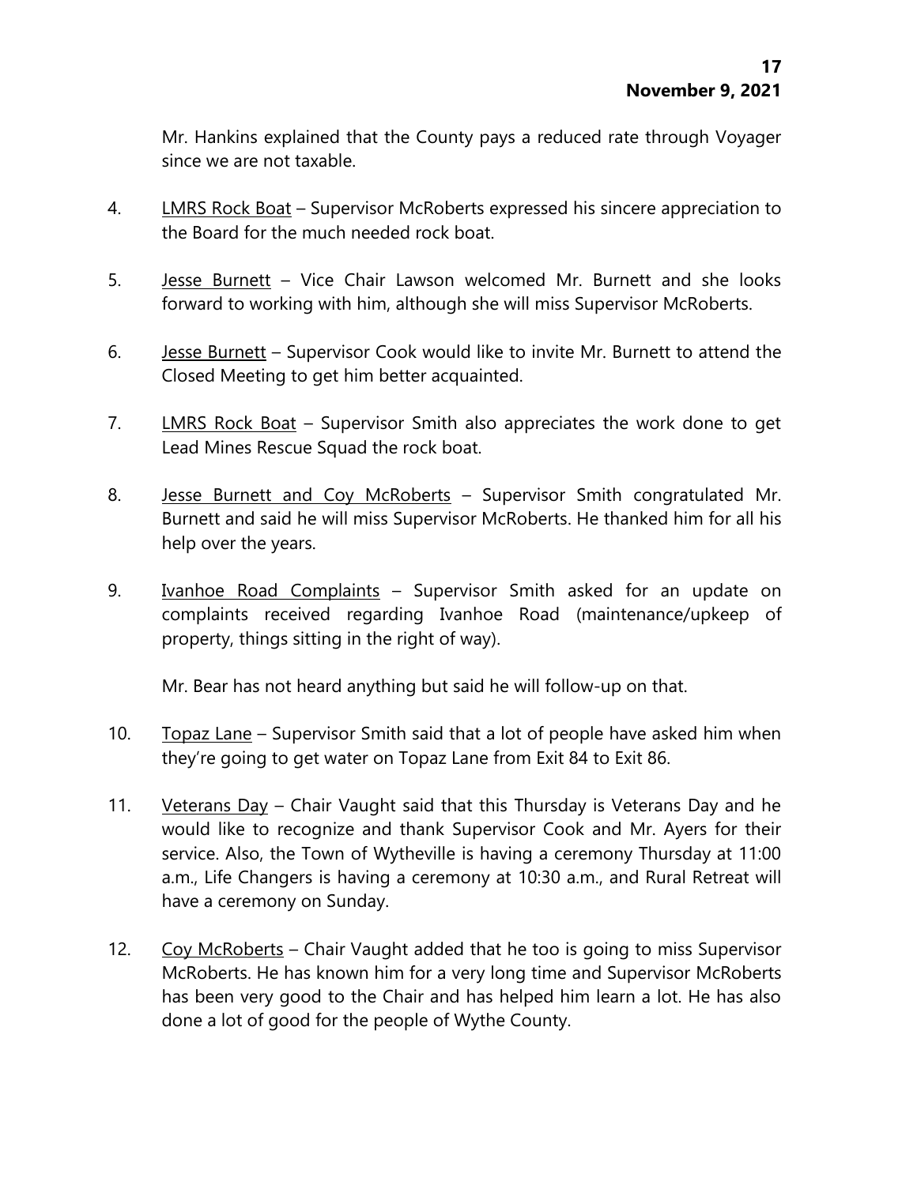Mr. Hankins explained that the County pays a reduced rate through Voyager since we are not taxable.

4. <u>LMRS Rock Boat</u> – Supervisor McRoberts expressed his sincere appreciation to the Board for the much needed rock boat.

5. <u>Jesse Burnett</u> – Vice Chair Lawson welcomed Mr. Burnett and she looks forward to working with him, although she will miss Supervisor McRoberts.

6. <u>Jesse Burnett</u> – Supervisor Cook would like to invite Mr. Burnett to attend the Closed Meeting to get him better acquainted.

7. <u>LMRS Rock Boat</u> – Supervisor Smith also appreciates the work done to get Lead Mines Rescue Squad the rock boat.

8. <u>Jesse Burnett and Coy McRoberts</u> – Supervisor Smith congratulated Mr. Burnett and said he will miss Supervisor McRoberts. He thanked him for all his help over the years.

9. <u>Ivanhoe Road Complaints</u> – Supervisor Smith asked for an update on complaints received regarding Ivanhoe Road (maintenance/upkeep of property, things sitting in the right of way).

   Mr. Bear has not heard anything but said he will follow-up on that.

10. <u>Topaz Lane</u> – Supervisor Smith said that a lot of people have asked him when they're going to get water on Topaz Lane from Exit 84 to Exit 86.

11. <u>Veterans Day</u> – Chair Vaught said that this Thursday is Veterans Day and he would like to recognize and thank Supervisor Cook and Mr. Ayers for their service. Also, the Town of Wytheville is having a ceremony Thursday at 11:00 a.m., Life Changers is having a ceremony at 10:30 a.m., and Rural Retreat will have a ceremony on Sunday.

12. <u>Coy McRoberts</u> – Chair Vaught added that he too is going to miss Supervisor McRoberts. He has known him for a very long time and Supervisor McRoberts has been very good to the Chair and has helped him learn a lot. He has also done a lot of good for the people of Wythe County.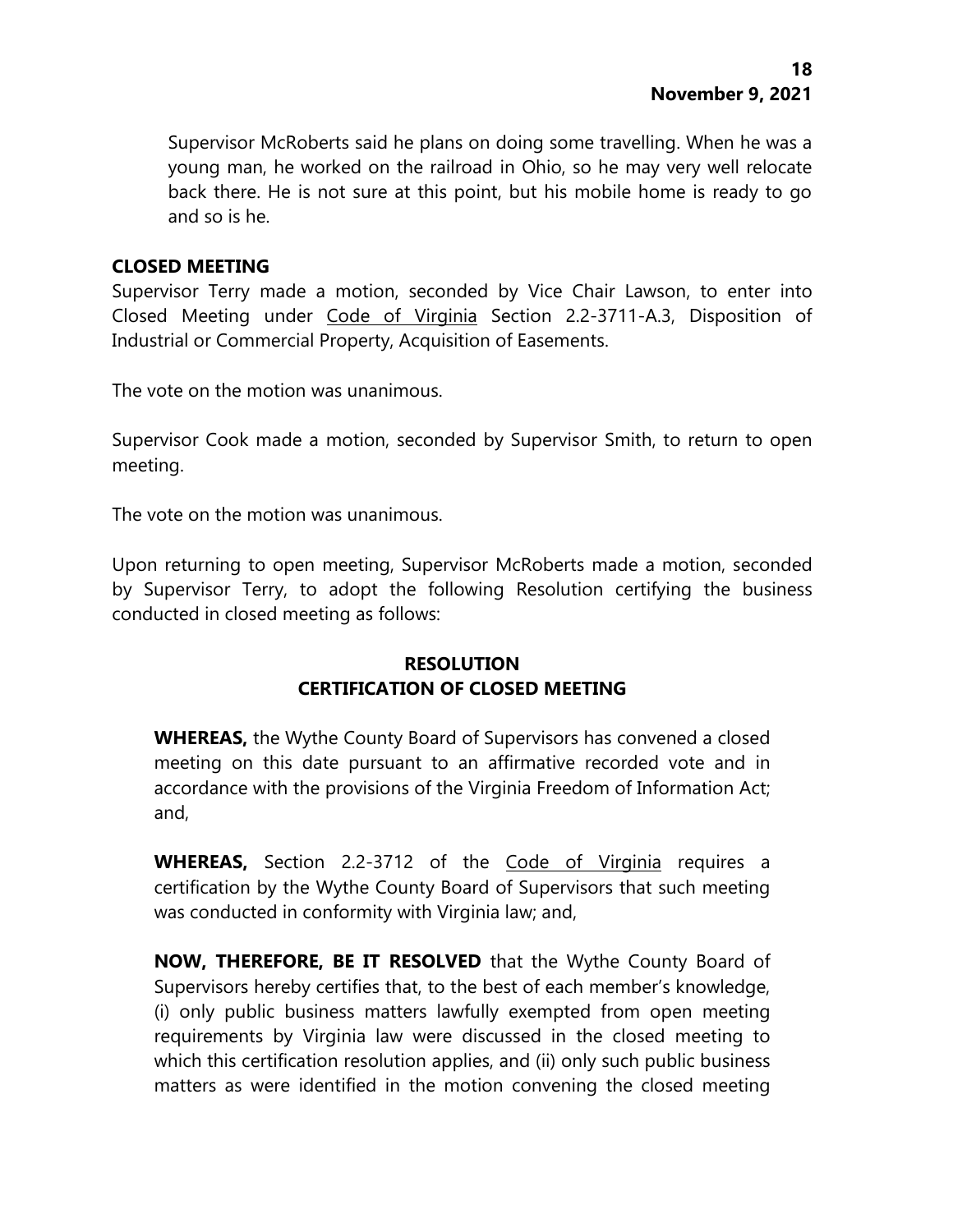Supervisor McRoberts said he plans on doing some travelling. When he was a young man, he worked on the railroad in Ohio, so he may very well relocate back there. He is not sure at this point, but his mobile home is ready to go and so is he.

**CLOSED MEETING**

Supervisor Terry made a motion, seconded by Vice Chair Lawson, to enter into Closed Meeting under Code of Virginia Section 2.2-3711-A.3, Disposition of Industrial or Commercial Property, Acquisition of Easements.

The vote on the motion was unanimous.

Supervisor Cook made a motion, seconded by Supervisor Smith, to return to open meeting.

The vote on the motion was unanimous.

Upon returning to open meeting, Supervisor McRoberts made a motion, seconded by Supervisor Terry, to adopt the following Resolution certifying the business conducted in closed meeting as follows:

**RESOLUTION**
**CERTIFICATION OF CLOSED MEETING**

**WHEREAS,** the Wythe County Board of Supervisors has convened a closed meeting on this date pursuant to an affirmative recorded vote and in accordance with the provisions of the Virginia Freedom of Information Act; and,

**WHEREAS,** Section 2.2-3712 of the Code of Virginia requires a certification by the Wythe County Board of Supervisors that such meeting was conducted in conformity with Virginia law; and,

**NOW, THEREFORE, BE IT RESOLVED** that the Wythe County Board of Supervisors hereby certifies that, to the best of each member's knowledge, (i) only public business matters lawfully exempted from open meeting requirements by Virginia law were discussed in the closed meeting to which this certification resolution applies, and (ii) only such public business matters as were identified in the motion convening the closed meeting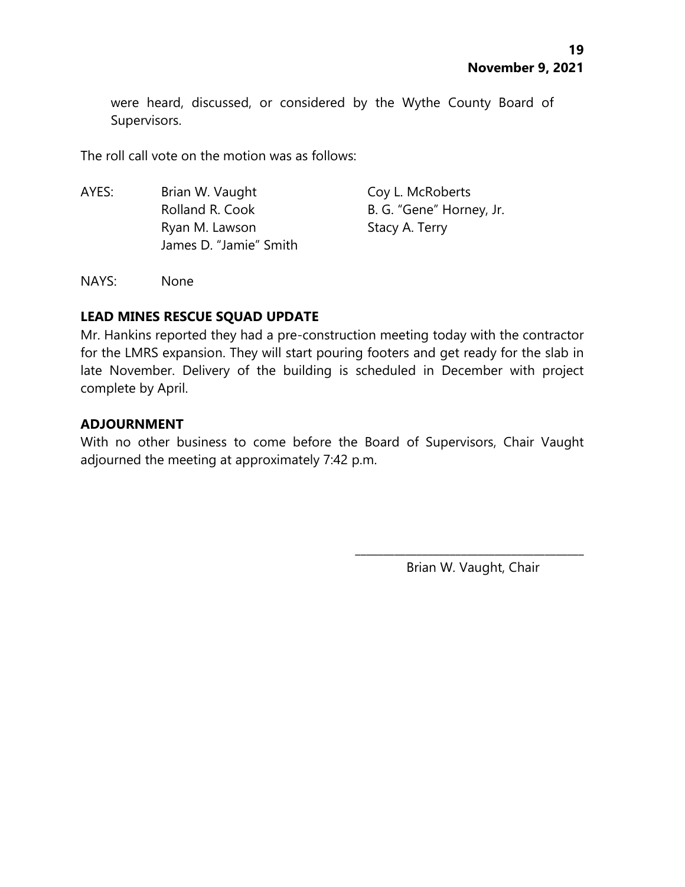were heard, discussed, or considered by the Wythe County Board of Supervisors.

The roll call vote on the motion was as follows:

| | | |
|---|---|---|
| AYES: | Brian W. Vaught | Coy L. McRoberts |
| | Rolland R. Cook | B. G. "Gene" Horney, Jr. |
| | Ryan M. Lawson | Stacy A. Terry |
| | James D. "Jamie" Smith | |

NAYS: None

**LEAD MINES RESCUE SQUAD UPDATE**

Mr. Hankins reported they had a pre-construction meeting today with the contractor for the LMRS expansion. They will start pouring footers and get ready for the slab in late November. Delivery of the building is scheduled in December with project complete by April.

**ADJOURNMENT**

With no other business to come before the Board of Supervisors, Chair Vaught adjourned the meeting at approximately 7:42 p.m.

\_\_\_\_\_\_\_\_\_\_\_\_\_\_\_\_\_\_\_\_\_\_\_\_\_\_\_\_\_\_\_\_\_\_\_\_\_\_

Brian W. Vaught, Chair